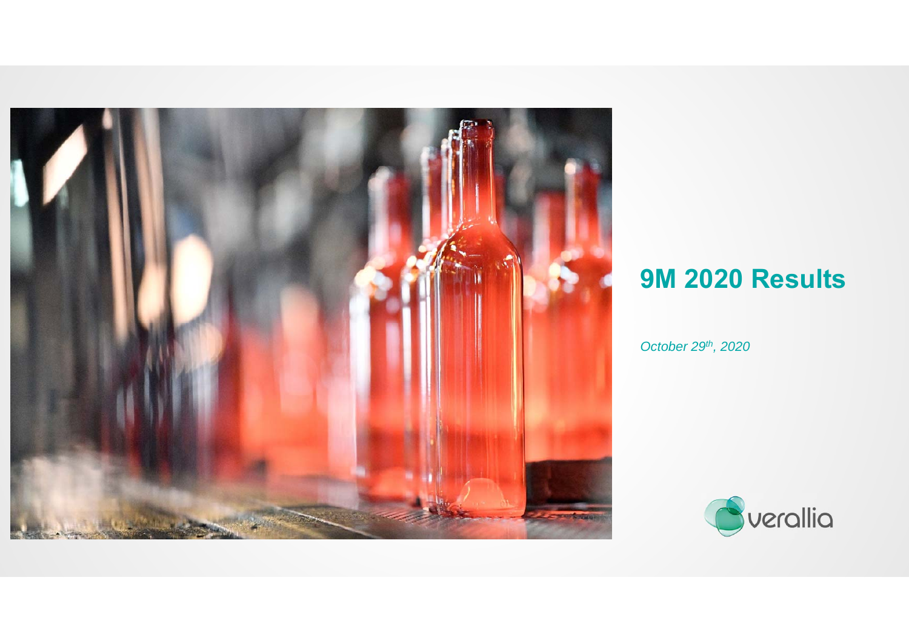# 9M 2020 Results

*October 29th, 2020*

verallia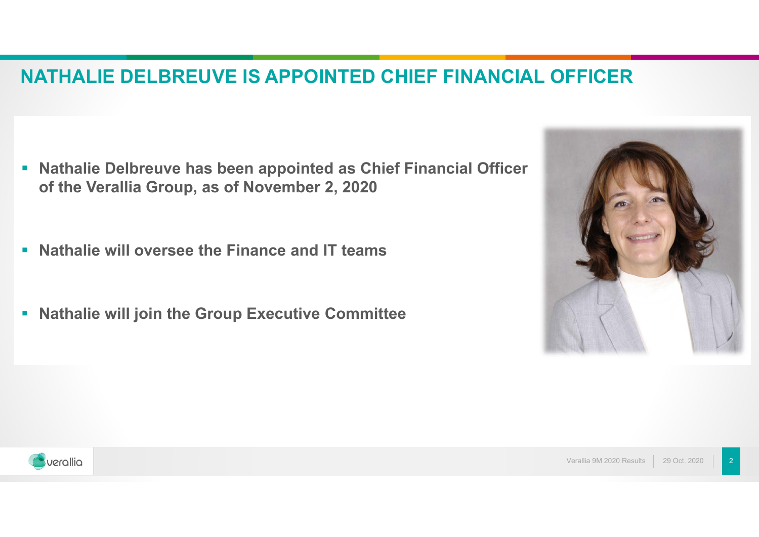# NATHALIE DELBREUVE IS APPOINTED CHIEF FINANCIAL OFFICER

- **Nathalie Delbreuve has been appointed as Chief Financial Officer of the Verallia Group, as of November 2, 2020**
- **Nathalie will oversee the Finance and IT teams**
- **Nathalie will join the Group Executive Committee**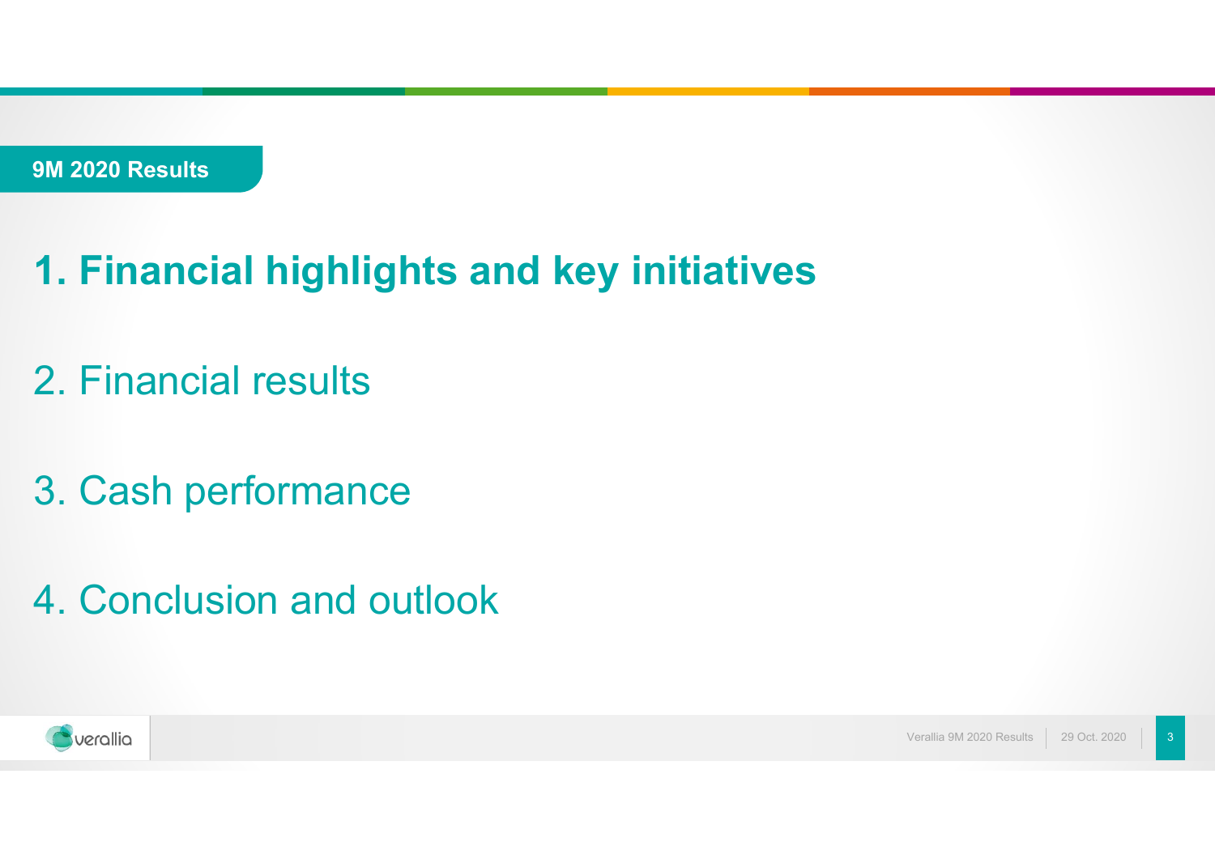9M 2020 Results

**1. Financial highlights and key initiatives**

2. Financial results

3. Cash performance

4. Conclusion and outlook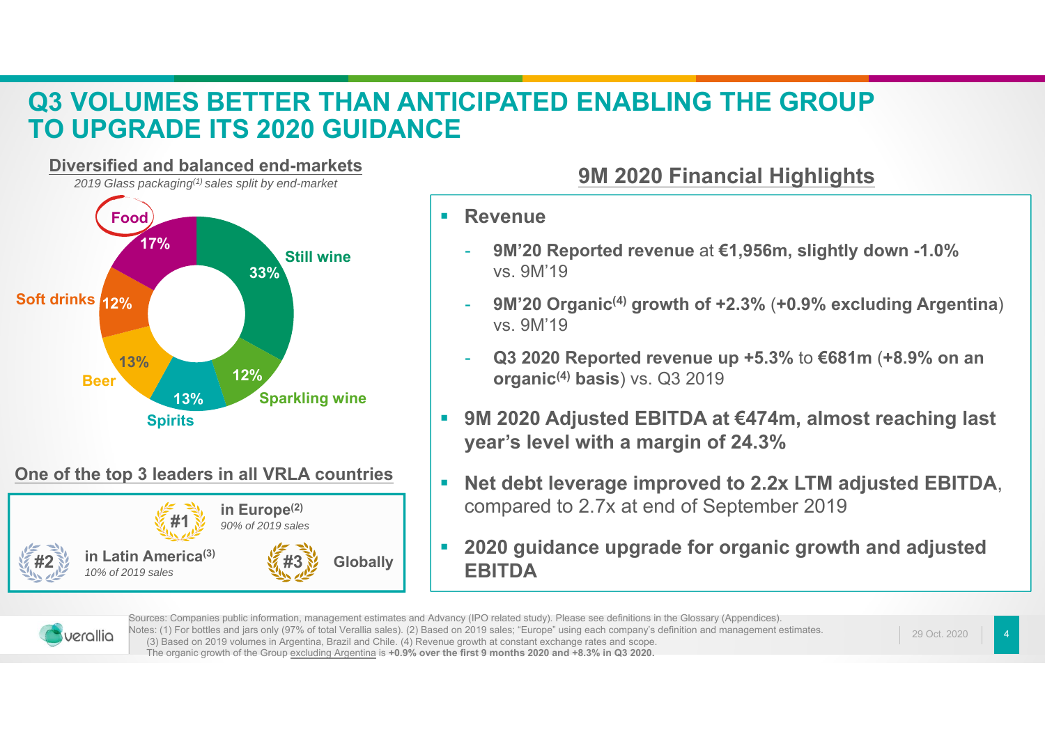# Q3 VOLUMES BETTER THAN ANTICIPATED ENABLING THE GROUP TO UPGRADE ITS 2020 GUIDANCE

## Diversified and balanced end-markets

*2019 Glass packaging[(1)] sales split by end-market*

| End-market | Share |
|---|---|
| Still wine | 33% |
| Sparkling wine | 12% |
| Spirits | 13% |
| Beer | 13% |
| Soft drinks | 12% |
| Food | 17% |

## One of the top 3 leaders in all VRLA countries

- **#1 in Europe[(2)]** – *90% of 2019 sales*
- **#2 in Latin America[(3)]** – *10% of 2019 sales*
- **#3 Globally**

## 9M 2020 Financial Highlights

- **Revenue**
  - **9M'20 Reported revenue** at **€1,956m, slightly down -1.0%** vs. 9M'19
  - **9M'20 Organic[(4)] growth of +2.3%** (**+0.9% excluding Argentina**) vs. 9M'19
  - **Q3 2020 Reported revenue up +5.3%** to **€681m** (**+8.9% on an organic[(4)] basis**) vs. Q3 2019
- **9M 2020 Adjusted EBITDA at €474m, almost reaching last year's level with a margin of 24.3%**
- **Net debt leverage improved to 2.2x LTM adjusted EBITDA**, compared to 2.7x at end of September 2019
- **2020 guidance upgrade for organic growth and adjusted EBITDA**

Sources: Companies public information, management estimates and Advancy (IPO related study). Please see definitions in the Glossary (Appendices).
Notes: (1) For bottles and jars only (97% of total Verallia sales). (2) Based on 2019 sales; "Europe" using each company's definition and management estimates. (3) Based on 2019 volumes in Argentina, Brazil and Chile. (4) Revenue growth at constant exchange rates and scope.
The organic growth of the Group excluding Argentina is **+0.9% over the first 9 months 2020 and +8.3% in Q3 2020.**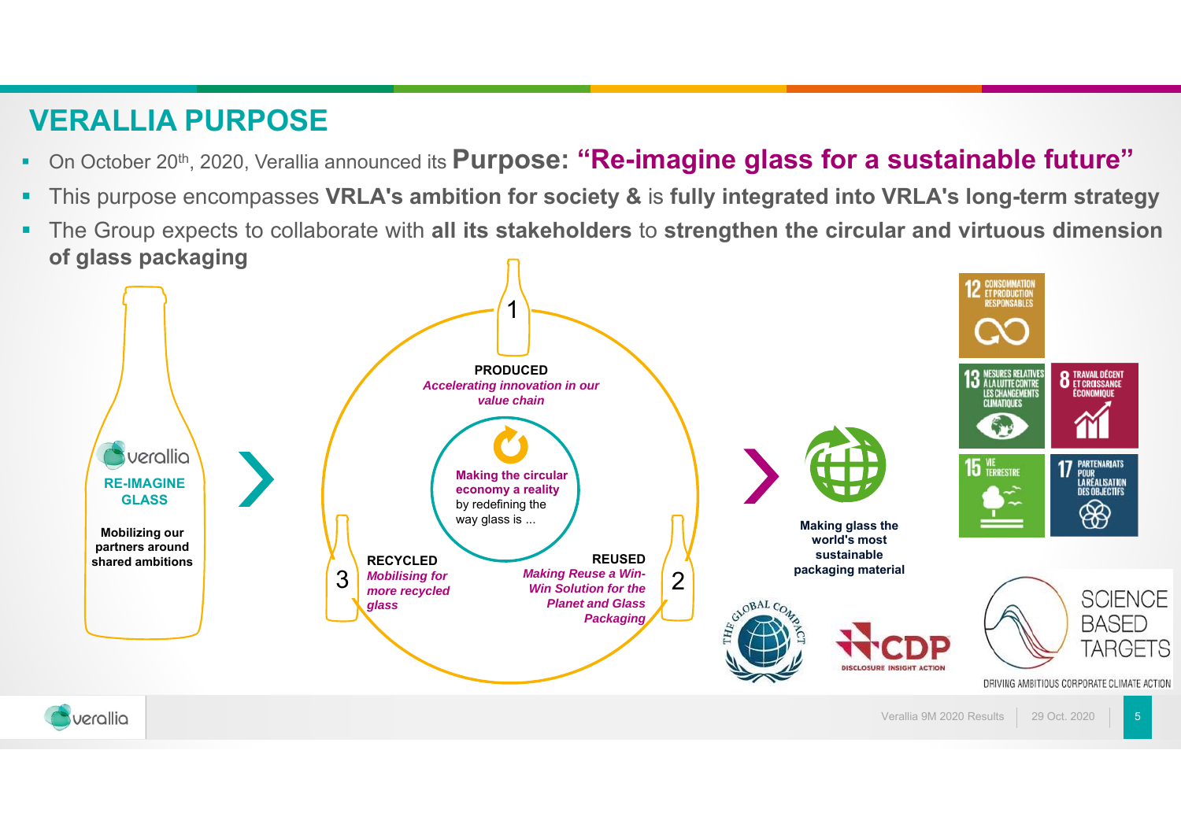# VERALLIA PURPOSE

- On October 20th, 2020, Verallia announced its **Purpose: "Re-imagine glass for a sustainable future"**
- This purpose encompasses **VRLA's ambition for society &** is **fully integrated into VRLA's long-term strategy**
- The Group expects to collaborate with **all its stakeholders** to **strengthen the circular and virtuous dimension of glass packaging**

verallia

**RE-IMAGINE GLASS**

**Mobilizing our partners around shared ambitions**

**Making the circular economy a reality** by redefining the way glass is ...

1 **PRODUCED**
*Accelerating innovation in our value chain*

2 **REUSED**
*Making Reuse a Win-Win Solution for the Planet and Glass Packaging*

3 **RECYCLED**
*Mobilising for more recycled glass*

**Making glass the world's most sustainable packaging material**

12 CONSOMMATION ET PRODUCTION RESPONSABLES

13 MESURES RELATIVES À LA LUTTE CONTRE LES CHANGEMENTS CLIMATIQUES

8 TRAVAIL DÉCENT ET CROISSANCE ÉCONOMIQUE

15 VIE TERRESTRE

17 PARTENARIATS POUR LA RÉALISATION DES OBJECTIFS

THE GLOBAL COMPACT

CDP DISCLOSURE INSIGHT ACTION

SCIENCE BASED TARGETS — DRIVING AMBITIOUS CORPORATE CLIMATE ACTION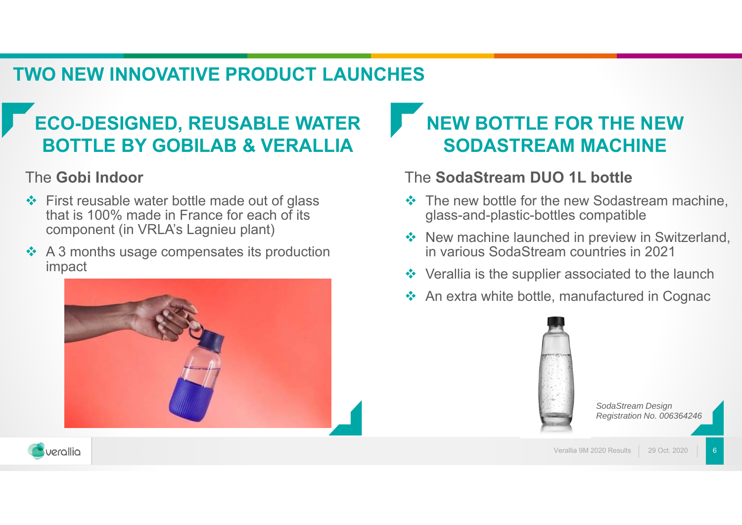# TWO NEW INNOVATIVE PRODUCT LAUNCHES

## ECO-DESIGNED, REUSABLE WATER BOTTLE BY GOBILAB & VERALLIA

The **Gobi Indoor**

- First reusable water bottle made out of glass that is 100% made in France for each of its component (in VRLA's Lagnieu plant)
- A 3 months usage compensates its production impact

## NEW BOTTLE FOR THE NEW SODASTREAM MACHINE

The **SodaStream DUO 1L bottle**

- The new bottle for the new Sodastream machine, glass-and-plastic-bottles compatible
- New machine launched in preview in Switzerland, in various SodaStream countries in 2021
- Verallia is the supplier associated to the launch
- An extra white bottle, manufactured in Cognac

*SodaStream Design Registration No. 006364246*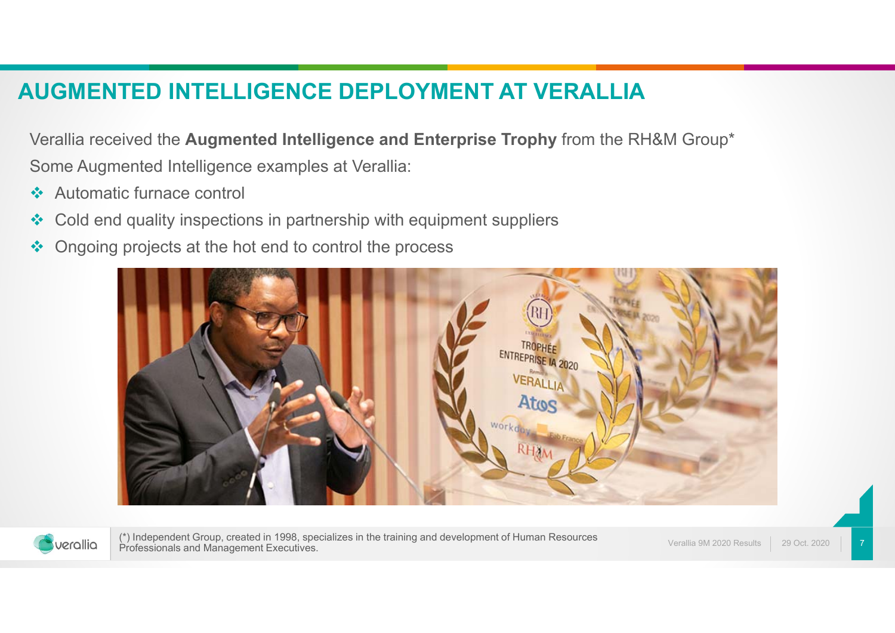# AUGMENTED INTELLIGENCE DEPLOYMENT AT VERALLIA

Verallia received the **Augmented Intelligence and Enterprise Trophy** from the RH&M Group*

Some Augmented Intelligence examples at Verallia:

- Automatic furnace control
- Cold end quality inspections in partnership with equipment suppliers
- Ongoing projects at the hot end to control the process

(*) Independent Group, created in 1998, specializes in the training and development of Human Resources Professionals and Management Executives.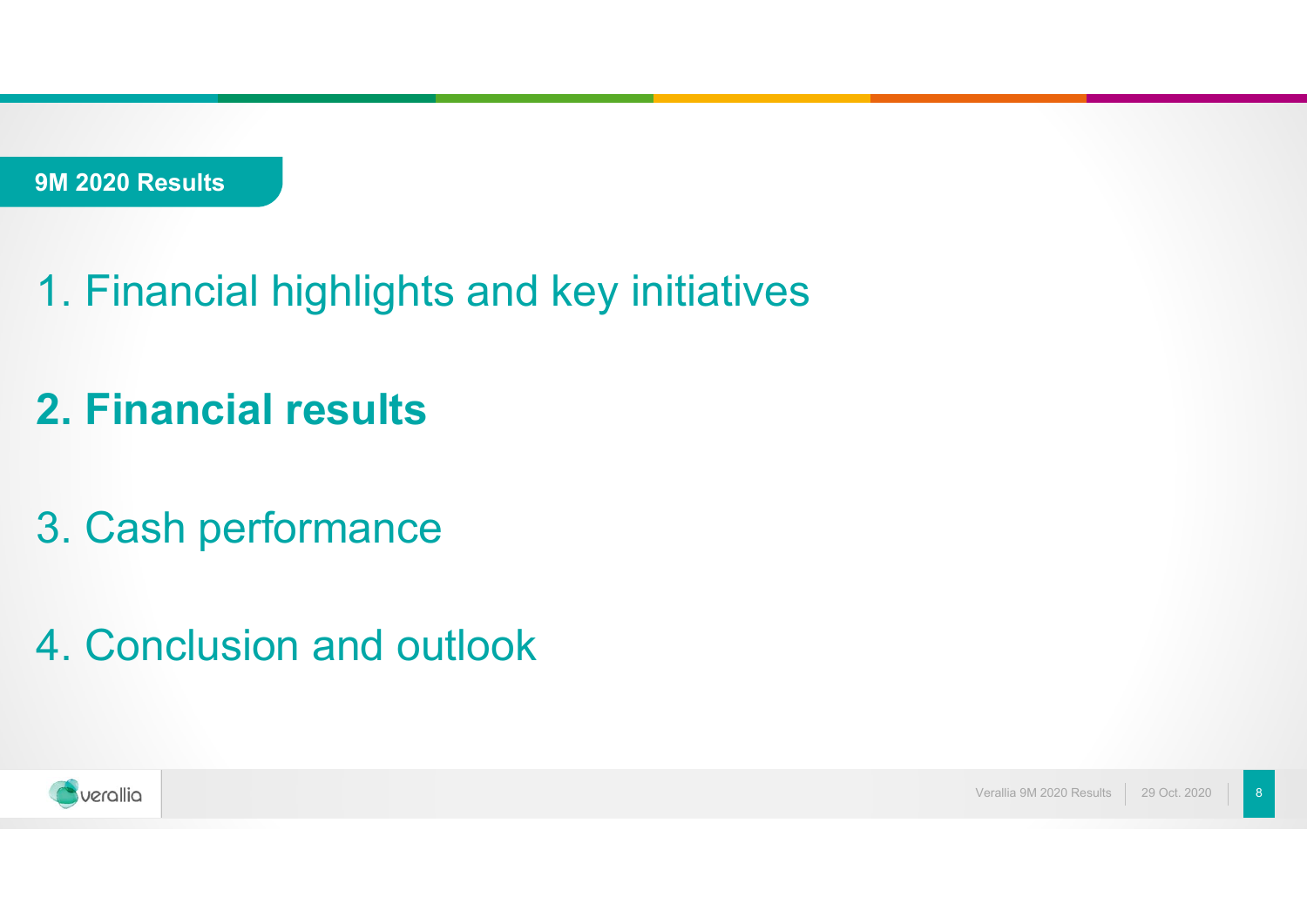**9M 2020 Results**

1. Financial highlights and key initiatives

2. **Financial results**

3. Cash performance

4. Conclusion and outlook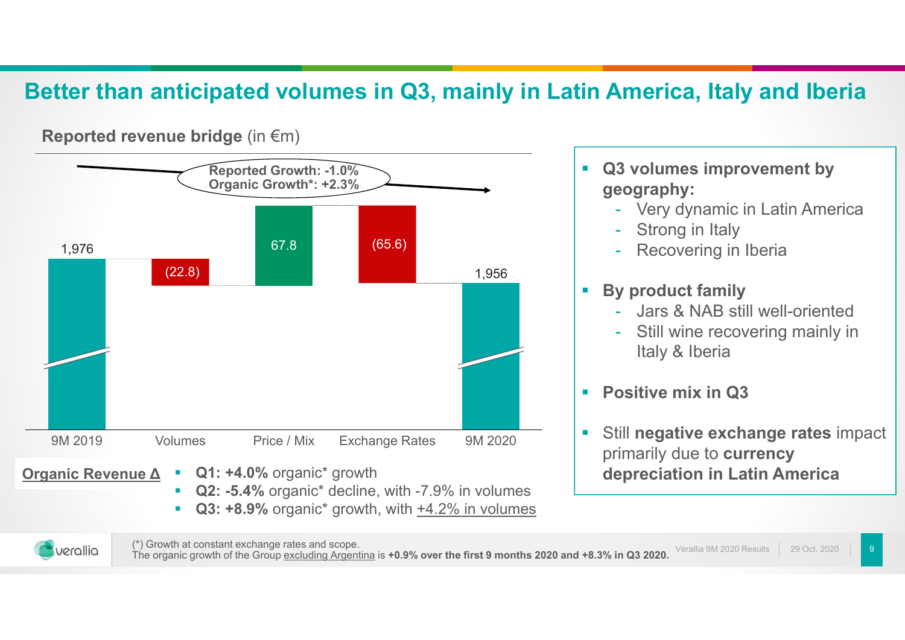# Better than anticipated volumes in Q3, mainly in Latin America, Italy and Iberia

**Reported revenue bridge** (in €m)

Reported Growth: -1.0%
Organic Growth*: +2.3%

| 9M 2019 | Volumes | Price / Mix | Exchange Rates | 9M 2020 |
|---|---|---|---|---|
| 1,976 | (22.8) | 67.8 | (65.6) | 1,956 |

**Organic Revenue Δ**

- **Q1: +4.0%** organic* growth
- **Q2: -5.4%** organic* decline, with -7.9% in volumes
- **Q3: +8.9%** organic* growth, with +4.2% in volumes

- **Q3 volumes improvement by geography:**
  - Very dynamic in Latin America
  - Strong in Italy
  - Recovering in Iberia
- **By product family**
  - Jars & NAB still well-oriented
  - Still wine recovering mainly in Italy & Iberia
- **Positive mix in Q3**
- Still **negative exchange rates** impact primarily due to **currency depreciation in Latin America**

(*) Growth at constant exchange rates and scope.
The organic growth of the Group excluding Argentina is **+0.9% over the first 9 months 2020 and +8.3% in Q3 2020.**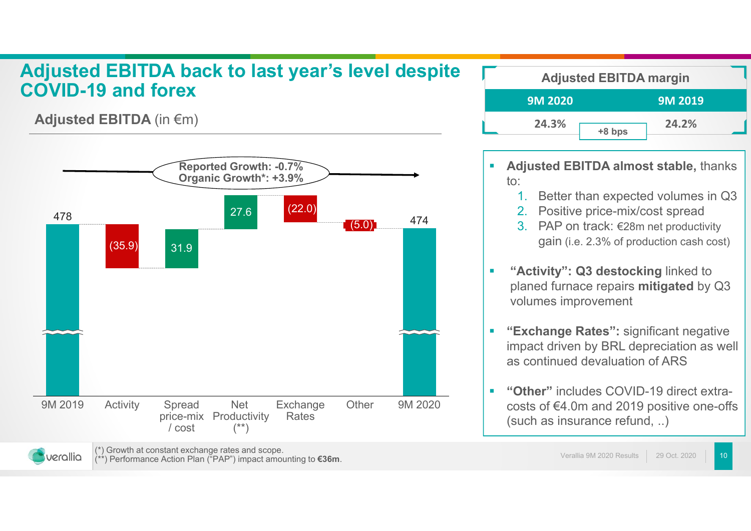# Adjusted EBITDA back to last year's level despite COVID-19 and forex

## Adjusted EBITDA (in €m)

Reported Growth: -0.7%
Organic Growth*: +3.9%

| 9M 2019 | Activity | Spread price-mix / cost | Net Productivity (**) | Exchange Rates | Other | 9M 2020 |
|---|---|---|---|---|---|---|
| 478 | (35.9) | 31.9 | 27.6 | (22.0) | (5.0) | 474 |

| Adjusted EBITDA margin | |
|---|---|
| 9M 2020 | 9M 2019 |
| 24.3% | 24.2% |
| +8 bps | |

- **Adjusted EBITDA almost stable,** thanks to:
  1. Better than expected volumes in Q3
  2. Positive price-mix/cost spread
  3. PAP on track: €28m net productivity gain (i.e. 2.3% of production cash cost)
- **"Activity": Q3 destocking** linked to planed furnace repairs **mitigated** by Q3 volumes improvement
- **"Exchange Rates":** significant negative impact driven by BRL depreciation as well as continued devaluation of ARS
- **"Other"** includes COVID-19 direct extra-costs of €4.0m and 2019 positive one-offs (such as insurance refund, ..)

(*) Growth at constant exchange rates and scope.
(**) Performance Action Plan ("PAP") impact amounting to **€36m**.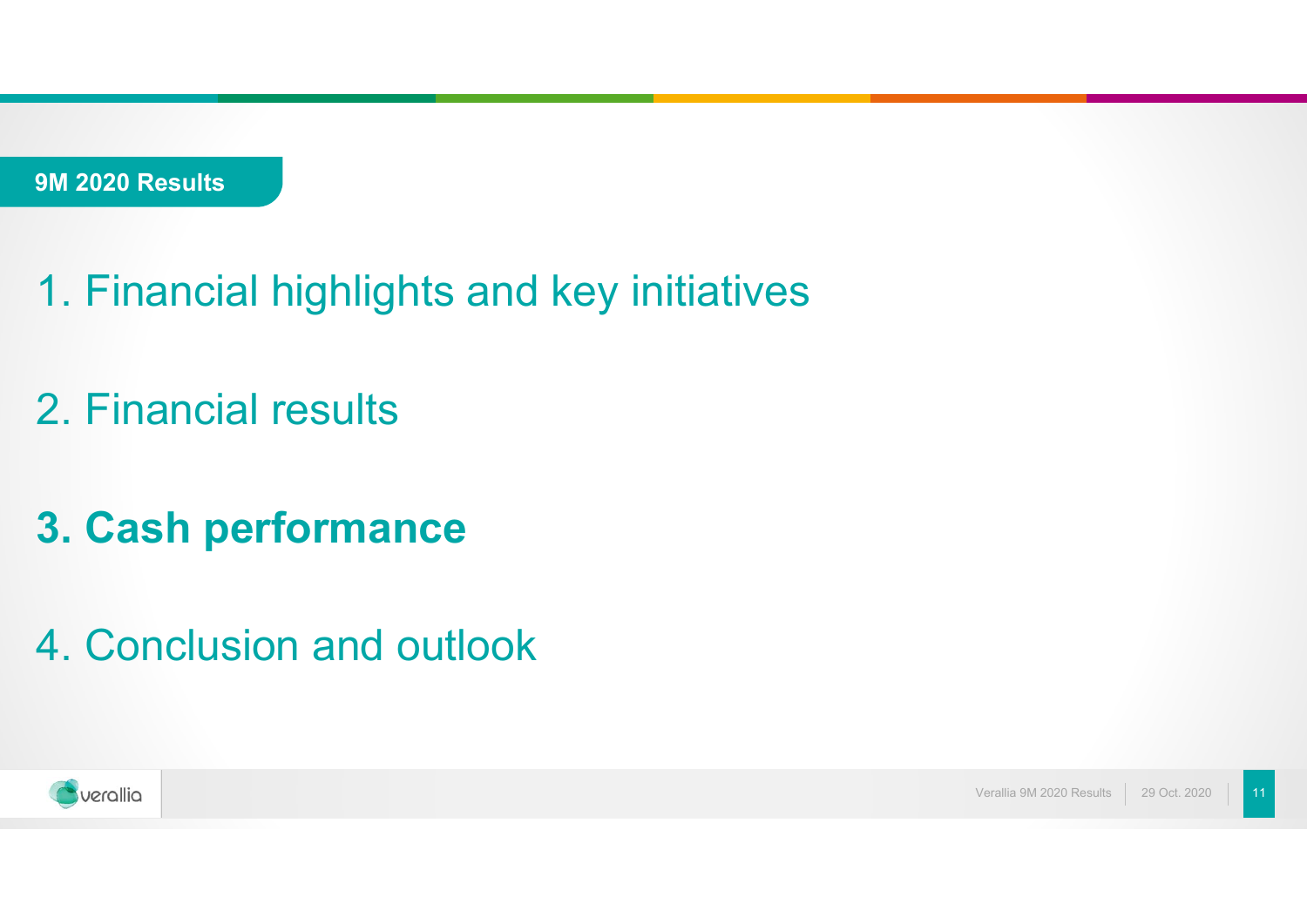**9M 2020 Results**

1. Financial highlights and key initiatives

2. Financial results

3. **Cash performance**

4. Conclusion and outlook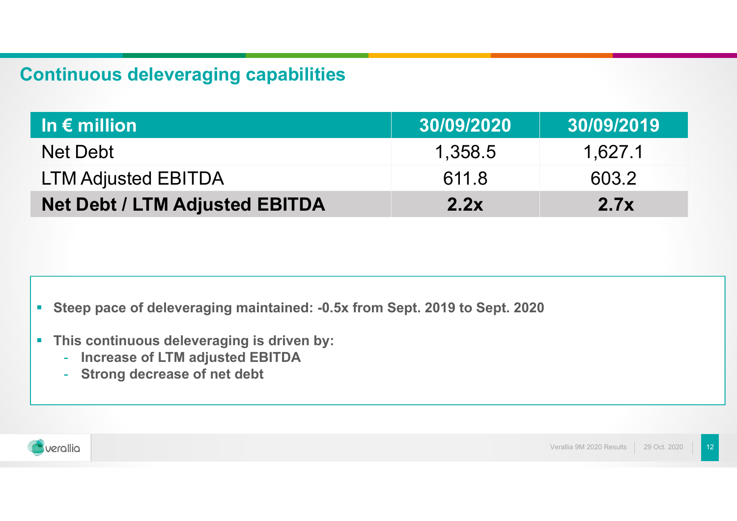# Continuous deleveraging capabilities

| In € million | 30/09/2020 | 30/09/2019 |
|---|---|---|
| Net Debt | 1,358.5 | 1,627.1 |
| LTM Adjusted EBITDA | 611.8 | 603.2 |
| **Net Debt / LTM Adjusted EBITDA** | **2.2x** | **2.7x** |

- **Steep pace of deleveraging maintained: -0.5x from Sept. 2019 to Sept. 2020**
- **This continuous deleveraging is driven by:**
  - **Increase of LTM adjusted EBITDA**
  - **Strong decrease of net debt**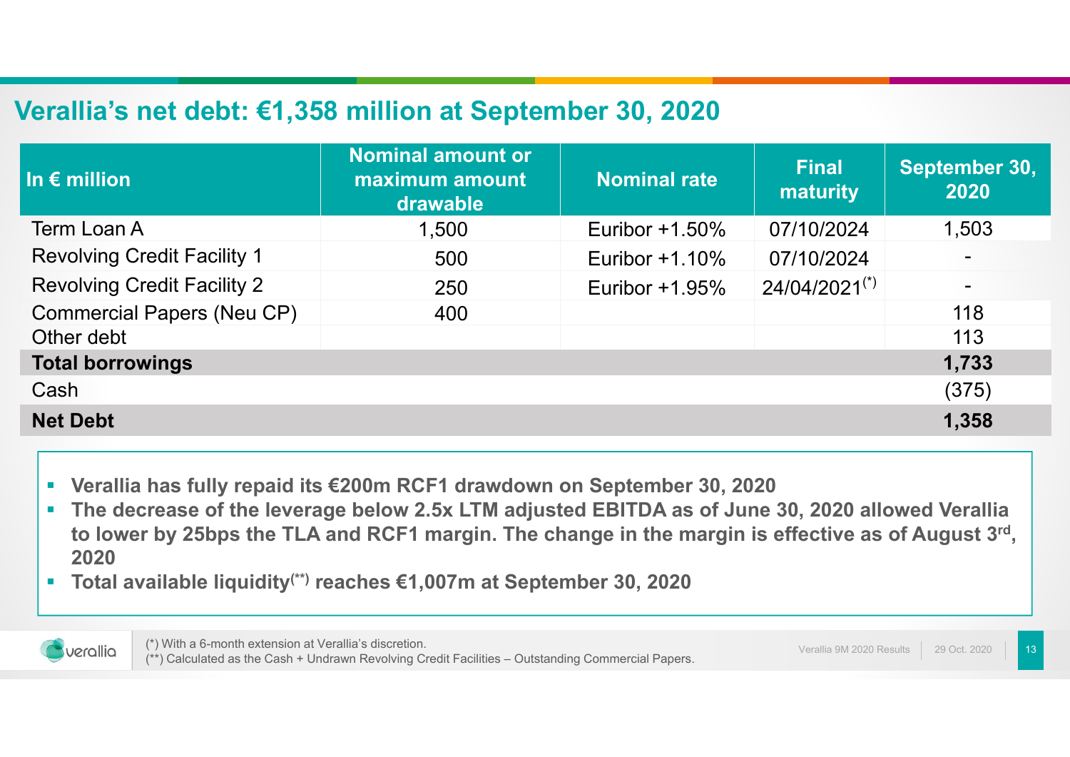# Verallia's net debt: €1,358 million at September 30, 2020

| In € million | Nominal amount or maximum amount drawable | Nominal rate | Final maturity | September 30, 2020 |
|---|---|---|---|---|
| Term Loan A | 1,500 | Euribor +1.50% | 07/10/2024 | 1,503 |
| Revolving Credit Facility 1 | 500 | Euribor +1.10% | 07/10/2024 | - |
| Revolving Credit Facility 2 | 250 | Euribor +1.95% | 24/04/2021(*) | - |
| Commercial Papers (Neu CP) | 400 | | | 118 |
| Other debt | | | | 113 |
| **Total borrowings** | | | | **1,733** |
| Cash | | | | (375) |
| **Net Debt** | | | | **1,358** |

- **Verallia has fully repaid its €200m RCF1 drawdown on September 30, 2020**
- **The decrease of the leverage below 2.5x LTM adjusted EBITDA as of June 30, 2020 allowed Verallia to lower by 25bps the TLA and RCF1 margin. The change in the margin is effective as of August 3rd, 2020**
- **Total available liquidity(\*\*) reaches €1,007m at September 30, 2020**

(*) With a 6-month extension at Verallia's discretion.
(**) Calculated as the Cash + Undrawn Revolving Credit Facilities – Outstanding Commercial Papers.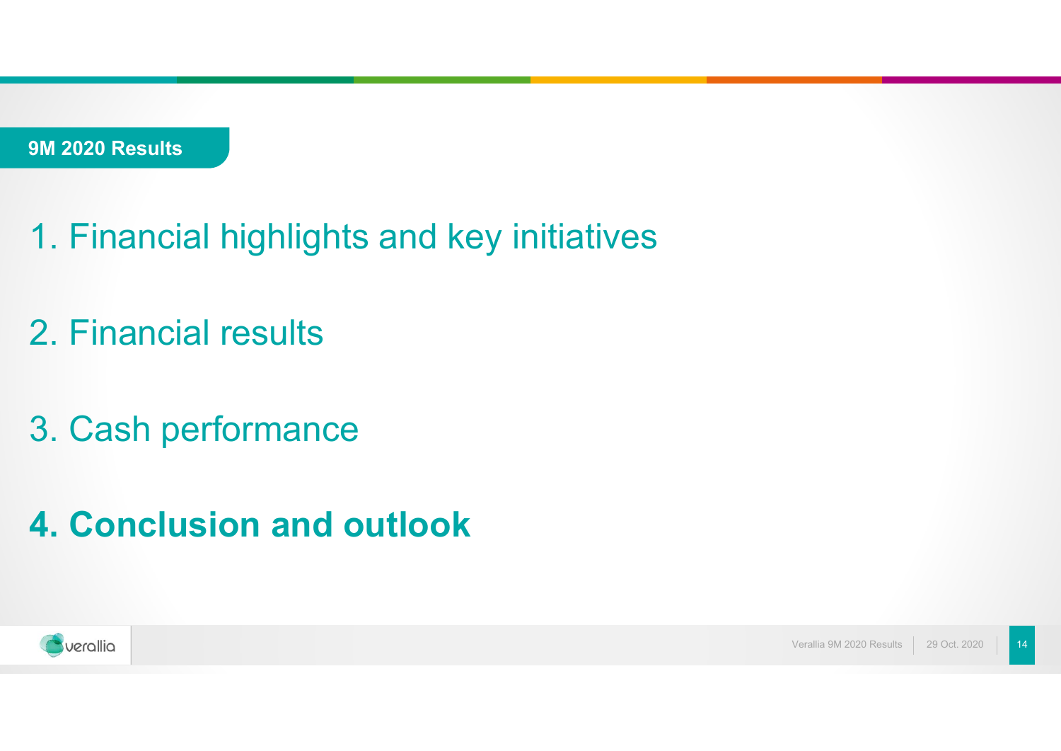**9M 2020 Results**

1. Financial highlights and key initiatives

2. Financial results

3. Cash performance

**4. Conclusion and outlook**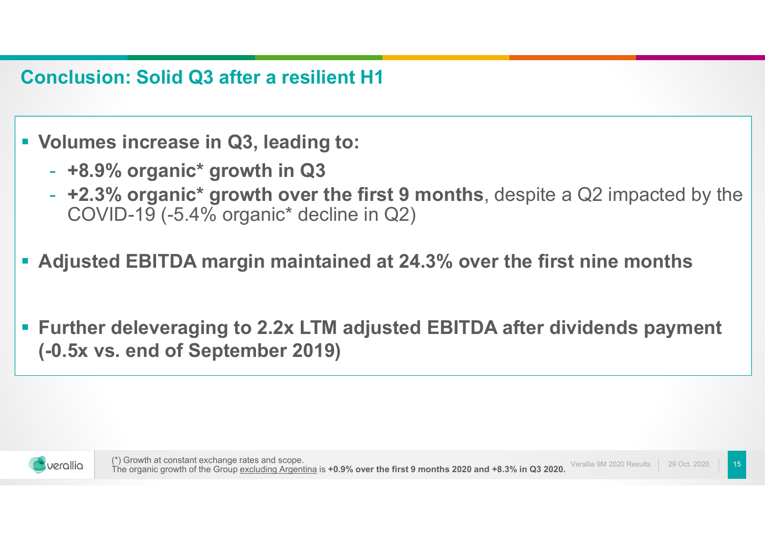# Conclusion: Solid Q3 after a resilient H1

- **Volumes increase in Q3, leading to:**
  - **+8.9% organic* growth in Q3**
  - **+2.3% organic* growth over the first 9 months**, despite a Q2 impacted by the COVID-19 (-5.4% organic* decline in Q2)
- **Adjusted EBITDA margin maintained at 24.3% over the first nine months**
- **Further deleveraging to 2.2x LTM adjusted EBITDA after dividends payment (-0.5x vs. end of September 2019)**

(*) Growth at constant exchange rates and scope.
The organic growth of the Group excluding Argentina is **+0.9% over the first 9 months 2020 and +8.3% in Q3 2020.**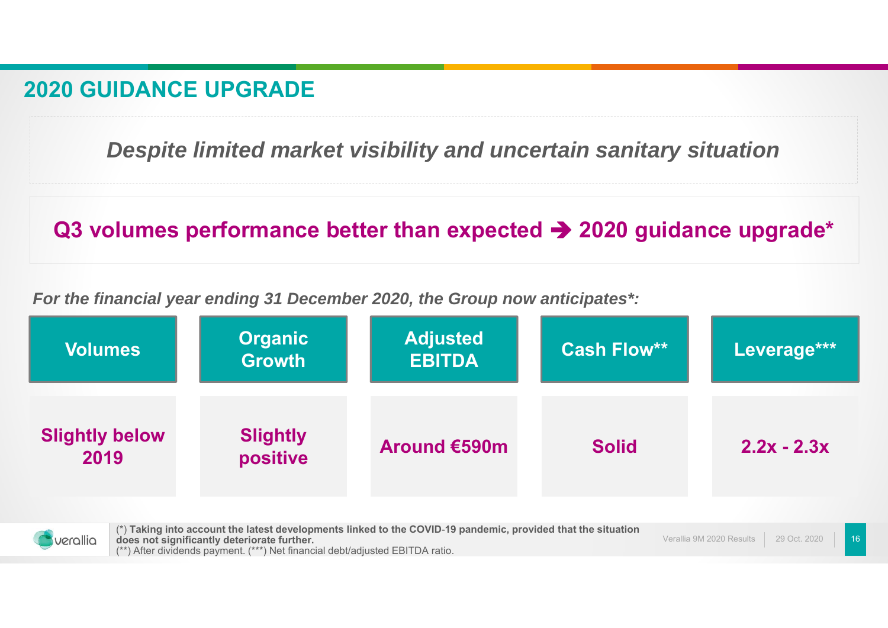## 2020 GUIDANCE UPGRADE

*Despite limited market visibility and uncertain sanitary situation*

**Q3 volumes performance better than expected ➔ 2020 guidance upgrade***

*For the financial year ending 31 December 2020, the Group now anticipates*:*

| Volumes | Organic Growth | Adjusted EBITDA | Cash Flow** | Leverage*** |
|---|---|---|---|---|
| Slightly below 2019 | Slightly positive | Around €590m | Solid | 2.2x - 2.3x |

(*) **Taking into account the latest developments linked to the COVID-19 pandemic, provided that the situation does not significantly deteriorate further.**
(**) After dividends payment. (***) Net financial debt/adjusted EBITDA ratio.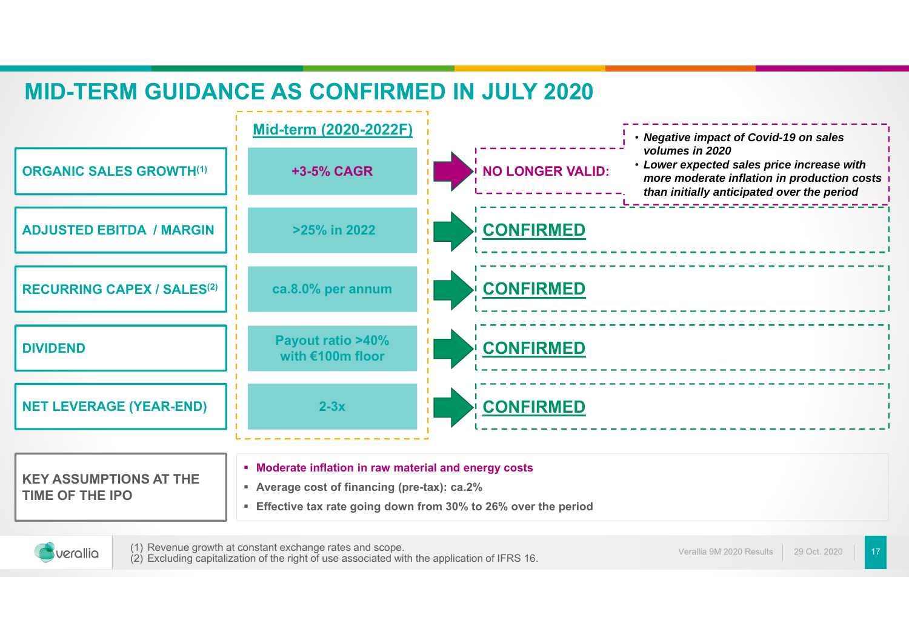# MID-TERM GUIDANCE AS CONFIRMED IN JULY 2020

| | Mid-term (2020-2022F) | |
|---|---|---|
| ORGANIC SALES GROWTH[1] | +3-5% CAGR | NO LONGER VALID: • *Negative impact of Covid-19 on sales volumes in 2020* • *Lower expected sales price increase with more moderate inflation in production costs than initially anticipated over the period* |
| ADJUSTED EBITDA / MARGIN | >25% in 2022 | CONFIRMED |
| RECURRING CAPEX / SALES[2] | ca.8.0% per annum | CONFIRMED |
| DIVIDEND | Payout ratio >40% with €100m floor | CONFIRMED |
| NET LEVERAGE (YEAR-END) | 2-3x | CONFIRMED |

**KEY ASSUMPTIONS AT THE TIME OF THE IPO**

- **Moderate inflation in raw material and energy costs**
- **Average cost of financing (pre-tax): ca.2%**
- **Effective tax rate going down from 30% to 26% over the period**

(1) Revenue growth at constant exchange rates and scope.
(2) Excluding capitalization of the right of use associated with the application of IFRS 16.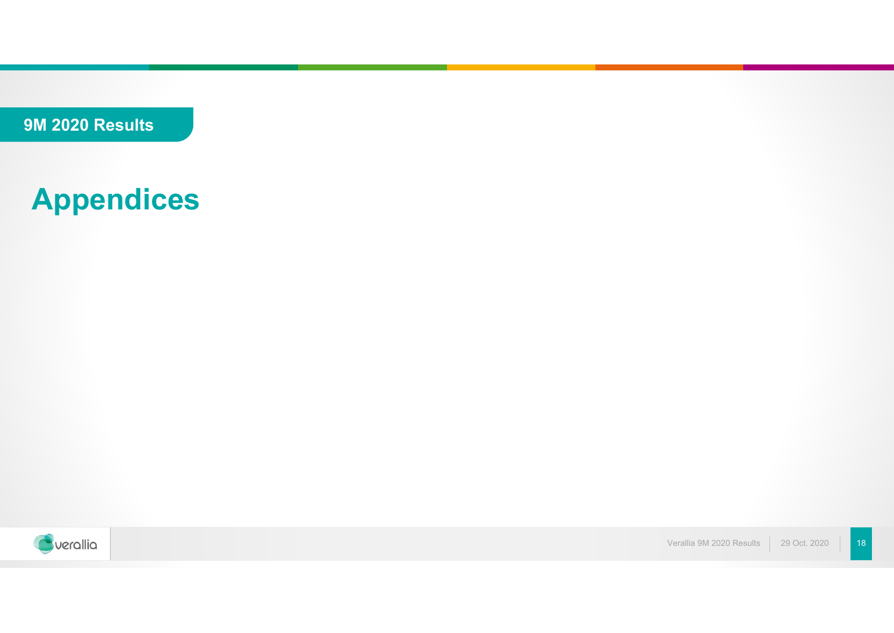9M 2020 Results

# Appendices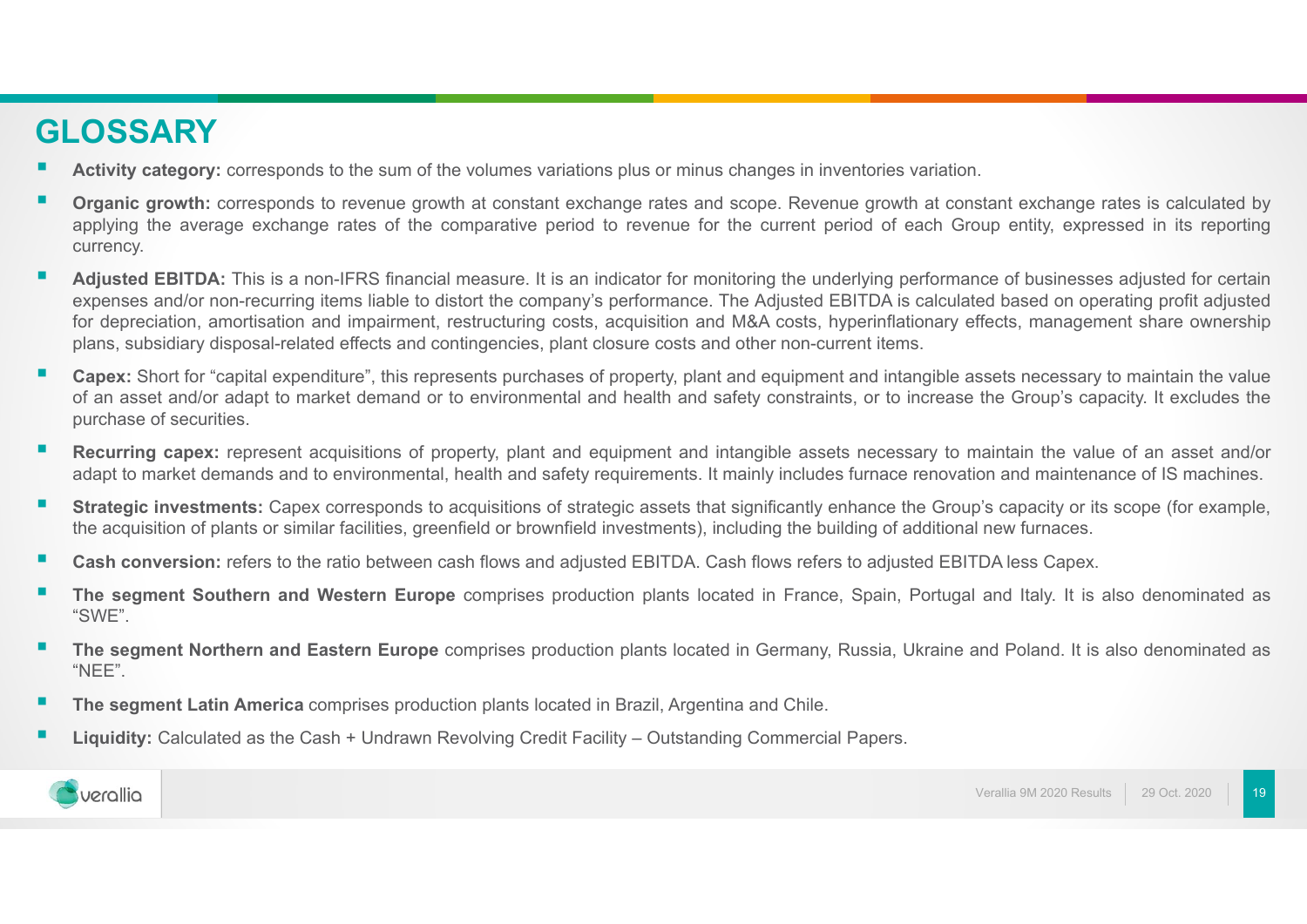# GLOSSARY

- **Activity category:** corresponds to the sum of the volumes variations plus or minus changes in inventories variation.
- **Organic growth:** corresponds to revenue growth at constant exchange rates and scope. Revenue growth at constant exchange rates is calculated by applying the average exchange rates of the comparative period to revenue for the current period of each Group entity, expressed in its reporting currency.
- **Adjusted EBITDA:** This is a non-IFRS financial measure. It is an indicator for monitoring the underlying performance of businesses adjusted for certain expenses and/or non-recurring items liable to distort the company's performance. The Adjusted EBITDA is calculated based on operating profit adjusted for depreciation, amortisation and impairment, restructuring costs, acquisition and M&A costs, hyperinflationary effects, management share ownership plans, subsidiary disposal-related effects and contingencies, plant closure costs and other non-current items.
- **Capex:** Short for "capital expenditure", this represents purchases of property, plant and equipment and intangible assets necessary to maintain the value of an asset and/or adapt to market demand or to environmental and health and safety constraints, or to increase the Group's capacity. It excludes the purchase of securities.
- **Recurring capex:** represent acquisitions of property, plant and equipment and intangible assets necessary to maintain the value of an asset and/or adapt to market demands and to environmental, health and safety requirements. It mainly includes furnace renovation and maintenance of IS machines.
- **Strategic investments:** Capex corresponds to acquisitions of strategic assets that significantly enhance the Group's capacity or its scope (for example, the acquisition of plants or similar facilities, greenfield or brownfield investments), including the building of additional new furnaces.
- **Cash conversion:** refers to the ratio between cash flows and adjusted EBITDA. Cash flows refers to adjusted EBITDA less Capex.
- **The segment Southern and Western Europe** comprises production plants located in France, Spain, Portugal and Italy. It is also denominated as "SWE".
- **The segment Northern and Eastern Europe** comprises production plants located in Germany, Russia, Ukraine and Poland. It is also denominated as "NEE".
- **The segment Latin America** comprises production plants located in Brazil, Argentina and Chile.
- **Liquidity:** Calculated as the Cash + Undrawn Revolving Credit Facility – Outstanding Commercial Papers.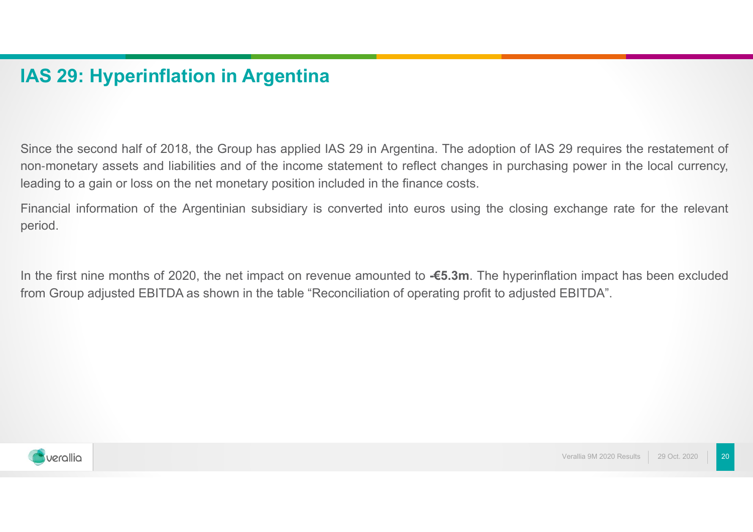# IAS 29: Hyperinflation in Argentina

Since the second half of 2018, the Group has applied IAS 29 in Argentina. The adoption of IAS 29 requires the restatement of non-monetary assets and liabilities and of the income statement to reflect changes in purchasing power in the local currency, leading to a gain or loss on the net monetary position included in the finance costs.

Financial information of the Argentinian subsidiary is converted into euros using the closing exchange rate for the relevant period.

In the first nine months of 2020, the net impact on revenue amounted to **-€5.3m**. The hyperinflation impact has been excluded from Group adjusted EBITDA as shown in the table “Reconciliation of operating profit to adjusted EBITDA”.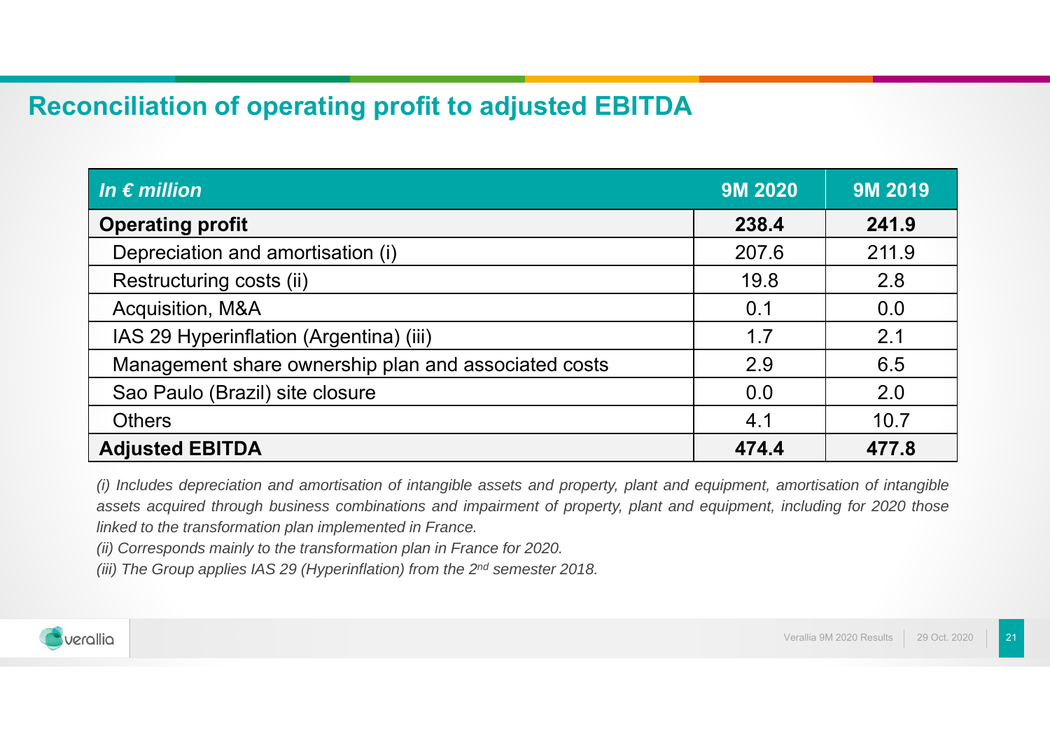## Reconciliation of operating profit to adjusted EBITDA

| *In € million* | 9M 2020 | 9M 2019 |
|---|---|---|
| **Operating profit** | **238.4** | **241.9** |
| Depreciation and amortisation (i) | 207.6 | 211.9 |
| Restructuring costs (ii) | 19.8 | 2.8 |
| Acquisition, M&A | 0.1 | 0.0 |
| IAS 29 Hyperinflation (Argentina) (iii) | 1.7 | 2.1 |
| Management share ownership plan and associated costs | 2.9 | 6.5 |
| Sao Paulo (Brazil) site closure | 0.0 | 2.0 |
| Others | 4.1 | 10.7 |
| **Adjusted EBITDA** | **474.4** | **477.8** |

*(i) Includes depreciation and amortisation of intangible assets and property, plant and equipment, amortisation of intangible assets acquired through business combinations and impairment of property, plant and equipment, including for 2020 those linked to the transformation plan implemented in France.*

*(ii) Corresponds mainly to the transformation plan in France for 2020.*

*(iii) The Group applies IAS 29 (Hyperinflation) from the 2nd semester 2018.*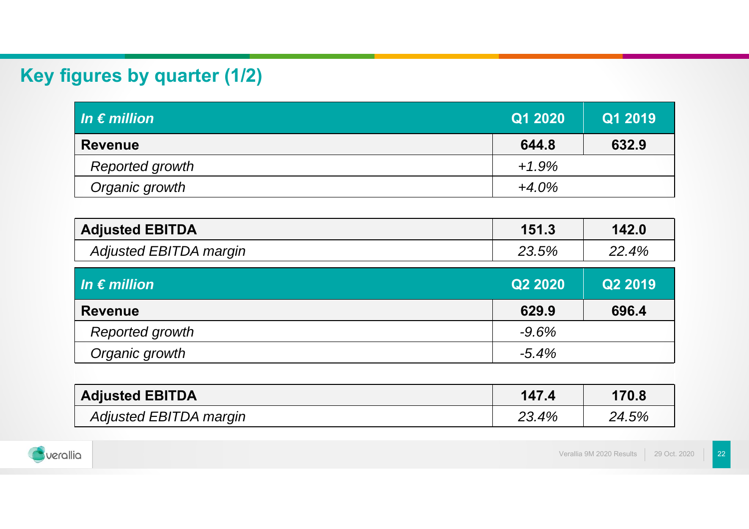# Key figures by quarter (1/2)

| *In € million* | Q1 2020 | Q1 2019 |
|---|---|---|
| **Revenue** | **644.8** | **632.9** |
| *Reported growth* | *+1.9%* | |
| *Organic growth* | *+4.0%* | |

| | | |
|---|---|---|
| **Adjusted EBITDA** | **151.3** | **142.0** |
| *Adjusted EBITDA margin* | *23.5%* | *22.4%* |

| *In € million* | Q2 2020 | Q2 2019 |
|---|---|---|
| **Revenue** | **629.9** | **696.4** |
| *Reported growth* | *-9.6%* | |
| *Organic growth* | *-5.4%* | |

| | | |
|---|---|---|
| **Adjusted EBITDA** | **147.4** | **170.8** |
| *Adjusted EBITDA margin* | *23.4%* | *24.5%* |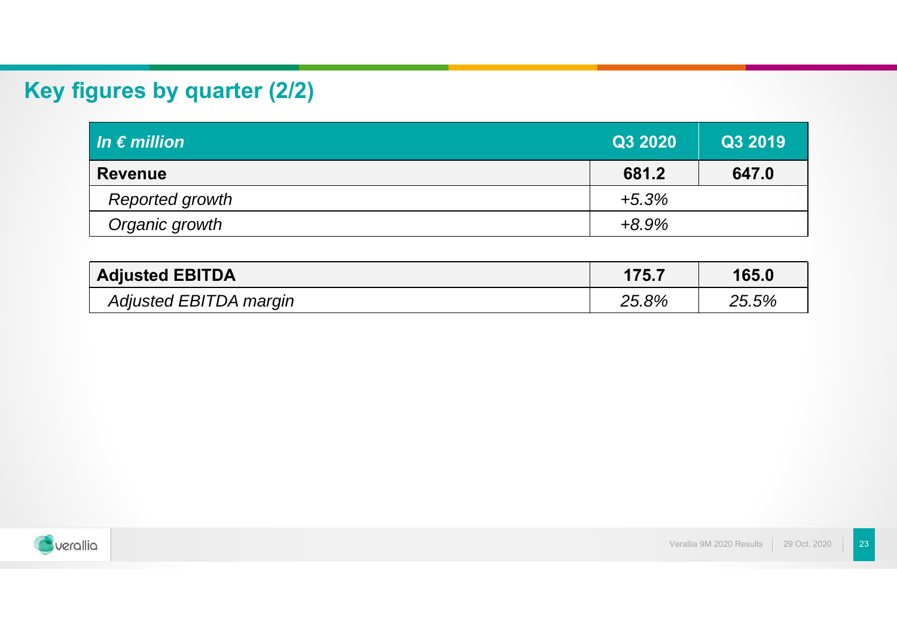## Key figures by quarter (2/2)

| *In € million* | Q3 2020 | Q3 2019 |
| --- | --- | --- |
| **Revenue** | **681.2** | **647.0** |
| *Reported growth* | *+5.3%* | |
| *Organic growth* | *+8.9%* | |

| | | |
| --- | --- | --- |
| **Adjusted EBITDA** | **175.7** | **165.0** |
| *Adjusted EBITDA margin* | *25.8%* | *25.5%* |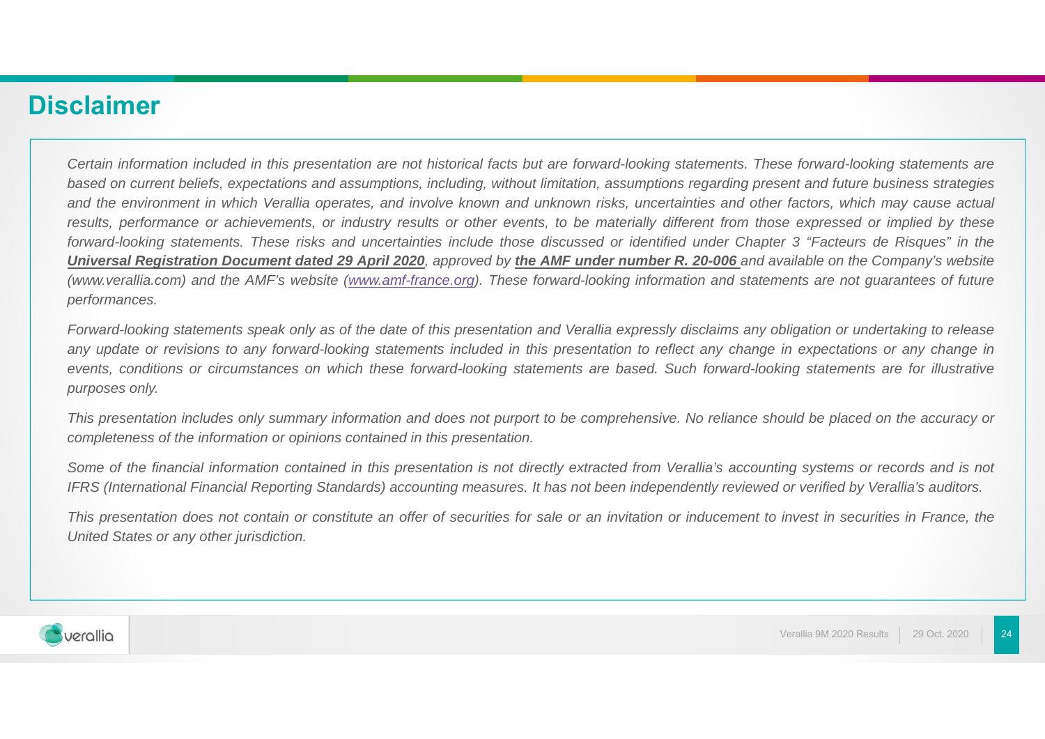# Disclaimer

*Certain information included in this presentation are not historical facts but are forward-looking statements. These forward-looking statements are based on current beliefs, expectations and assumptions, including, without limitation, assumptions regarding present and future business strategies and the environment in which Verallia operates, and involve known and unknown risks, uncertainties and other factors, which may cause actual results, performance or achievements, or industry results or other events, to be materially different from those expressed or implied by these forward-looking statements. These risks and uncertainties include those discussed or identified under Chapter 3 "Facteurs de Risques" in the* ***Universal Registration Document dated 29 April 2020****, approved by* ***the AMF under number R. 20-006*** *and available on the Company's website (www.verallia.com) and the AMF's website (www.amf-france.org). These forward-looking information and statements are not guarantees of future performances.*

*Forward-looking statements speak only as of the date of this presentation and Verallia expressly disclaims any obligation or undertaking to release any update or revisions to any forward-looking statements included in this presentation to reflect any change in expectations or any change in events, conditions or circumstances on which these forward-looking statements are based. Such forward-looking statements are for illustrative purposes only.*

*This presentation includes only summary information and does not purport to be comprehensive. No reliance should be placed on the accuracy or completeness of the information or opinions contained in this presentation.*

*Some of the financial information contained in this presentation is not directly extracted from Verallia's accounting systems or records and is not IFRS (International Financial Reporting Standards) accounting measures. It has not been independently reviewed or verified by Verallia's auditors.*

*This presentation does not contain or constitute an offer of securities for sale or an invitation or inducement to invest in securities in France, the United States or any other jurisdiction.*